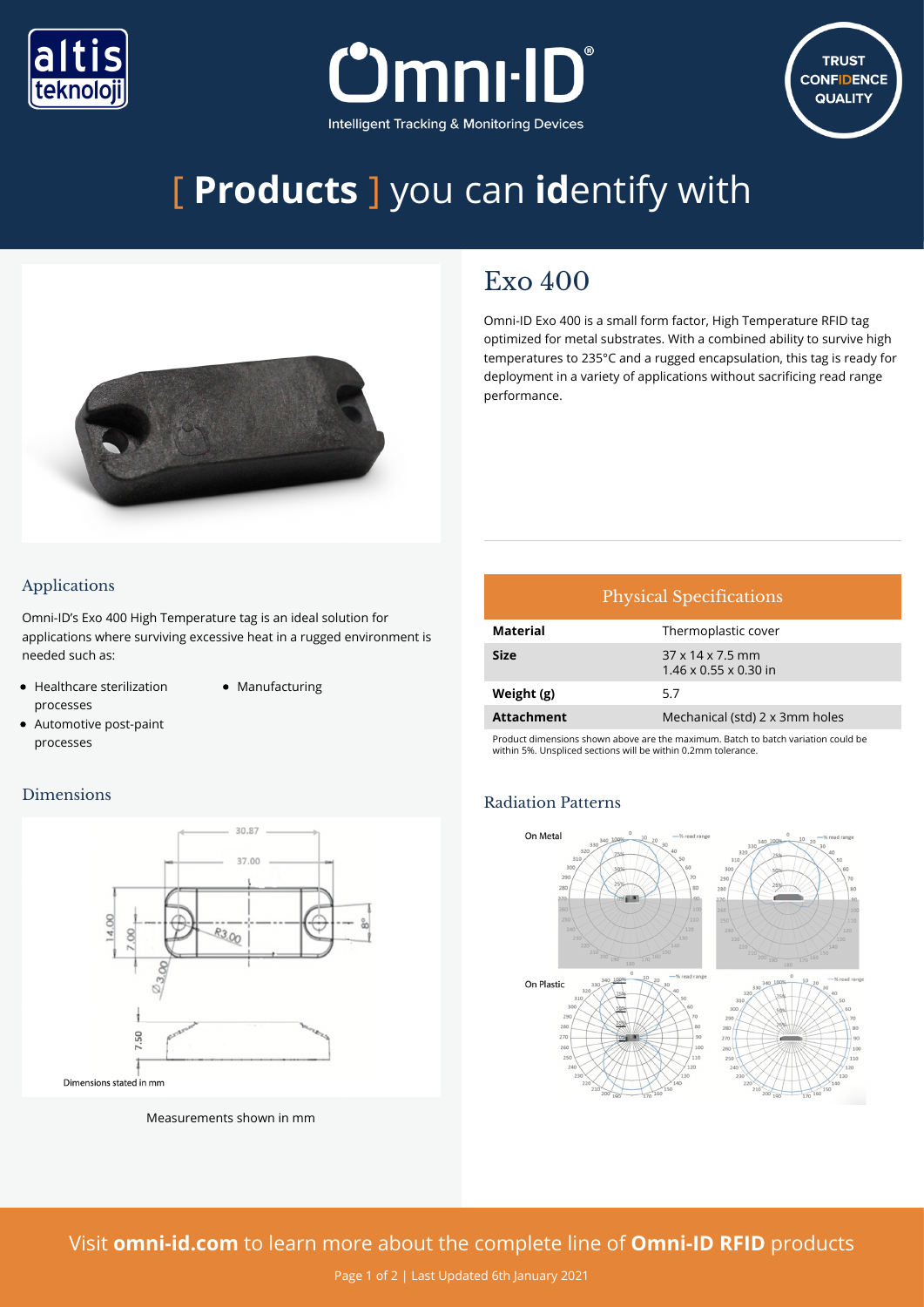# [ Products ] you can identify with

## Exo 400

Omni-ID Exo 400 is a small form factor, High Temperature RFID tag optimized for metal substrates. With a combined ability to survive high temperatures to 235°C and a rugged encapsulation, this tag is ready for deployment in a variety of applications without sacrificing read range performance.

### Applications

Omni-ID's Exo 400 High Temperature tag is an ideal solution for applications where surviving excessive heat in a rugged environment is needed such as:

- Healthcare sterilization processes
- Automotive post-paint processes
- Manufacturing

### Physical Specifications

| Physical Specifications | |
|---|---|
| **Material** | Thermoplastic cover |
| **Size** | 37 x 14 x 7.5 mm<br>1.46 x 0.55 x 0.30 in |
| **Weight (g)** | 5.7 |
| **Attachment** | Mechanical (std) 2 x 3mm holes |

Product dimensions shown above are the maximum. Batch to batch variation could be within 5%. Unspliced sections will be within 0.2mm tolerance.

### Dimensions

Dimensions stated in mm

Measurements shown in mm

### Radiation Patterns

On Metal

On Plastic

Visit **omni-id.com** to learn more about the complete line of **Omni-ID RFID** products

Last Updated 6th January 2021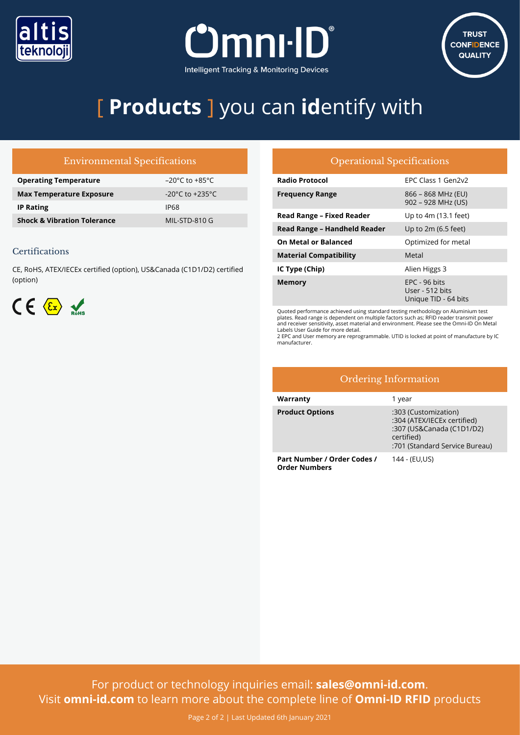# [ **Products** ] you can **id**entify with

## Environmental Specifications

| | |
|---|---|
| **Operating Temperature** | –20°C to +85°C |
| **Max Temperature Exposure** | -20°C to +235°C |
| **IP Rating** | IP68 |
| **Shock & Vibration Tolerance** | MIL-STD-810 G |

### Certifications

CE, RoHS, ATEX/IECEx certified (option), US&Canada (C1D1/D2) certified (option)

## Operational Specifications

| | |
|---|---|
| **Radio Protocol** | EPC Class 1 Gen2v2 |
| **Frequency Range** | 866 – 868 MHz (EU)<br>902 – 928 MHz (US) |
| **Read Range – Fixed Reader** | Up to 4m (13.1 feet) |
| **Read Range – Handheld Reader** | Up to 2m (6.5 feet) |
| **On Metal or Balanced** | Optimized for metal |
| **Material Compatibility** | Metal |
| **IC Type (Chip)** | Alien Higgs 3 |
| **Memory** | EPC - 96 bits<br>User - 512 bits<br>Unique TID - 64 bits |

Quoted performance achieved using standard testing methodology on Aluminium test plates. Read range is dependent on multiple factors such as; RFID reader transmit power and receiver sensitivity, asset material and environment. Please see the Omni-ID On Metal Labels User Guide for more detail.

2 EPC and User memory are reprogrammable. UTID is locked at point of manufacture by IC manufacturer.

## Ordering Information

| | |
|---|---|
| **Warranty** | 1 year |
| **Product Options** | :303 (Customization)<br>:304 (ATEX/IECEx certified)<br>:307 (US&Canada (C1D1/D2) certified)<br>:701 (Standard Service Bureau) |
| **Part Number / Order Codes / Order Numbers** | 144 - (EU,US) |

For product or technology inquiries email: **sales@omni-id.com**.
Visit **omni-id.com** to learn more about the complete line of **Omni-ID RFID** products

Last Updated 6th January 2021